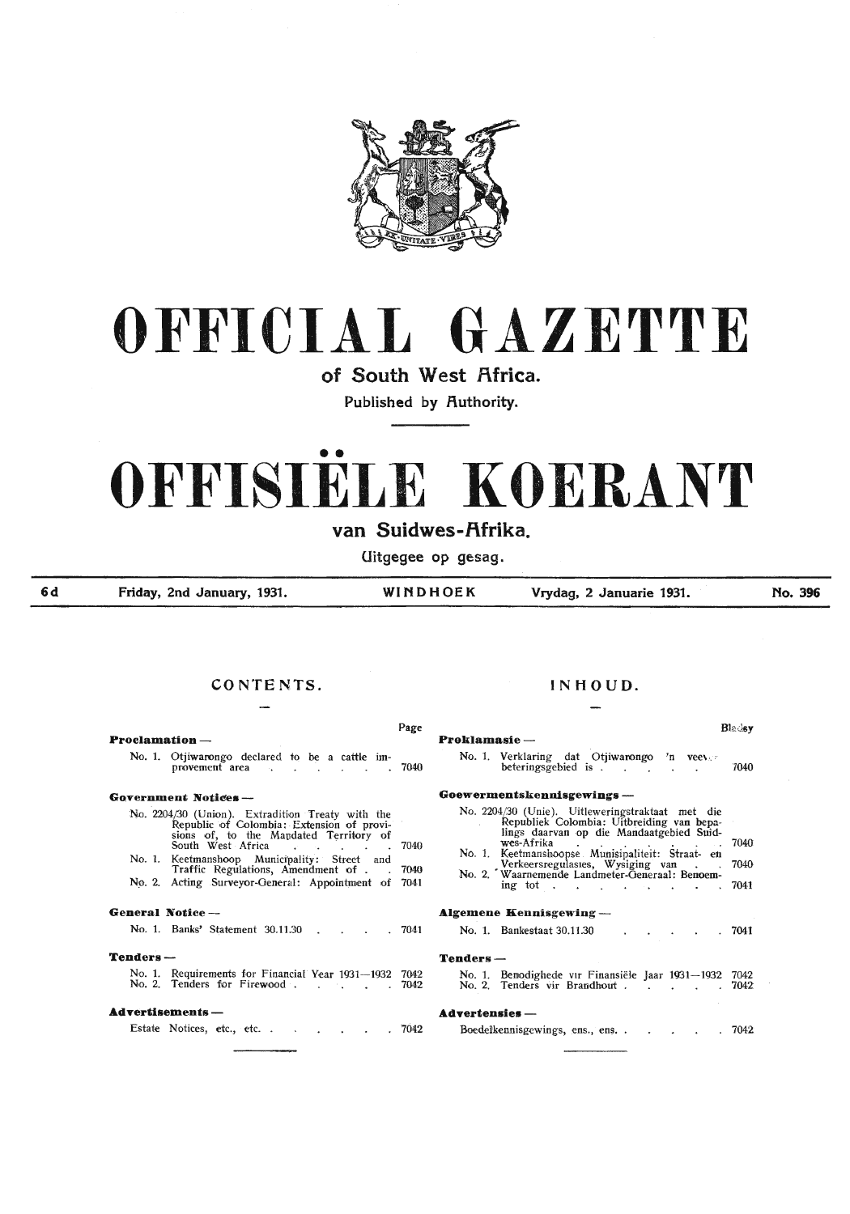# OFFICIAL GAZETTE

## of South West Africa.

Published by Authority.

# OFFISIËLE KOERANT

## van Suidwes-Afrika.

Uitgegee op gesag.

| 6d | Friday, 2nd January, 1931. | WINDHOEK | Vrydag, 2 Januarie 1931. | No. 396 |
|---|---|---|---|---|

## CONTENTS.

| | Page |
|---|---|
| **Proclamation —** | |
| No. 1. Otjiwarongo declared to be a cattle improvement area | 7040 |
| **Government Notices —** | |
| No. 2204/30 (Union). Extradition Treaty with the Republic of Colombia: Extension of provisions of, to the Mandated Territory of South West Africa | 7040 |
| No. 1. Keetmanshoop Municipality: Street and Traffic Regulations, Amendment of | 7040 |
| No. 2. Acting Surveyor-General: Appointment of | 7041 |
| **General Notice —** | |
| No. 1. Banks' Statement 30.11.30 | 7041 |
| **Tenders —** | |
| No. 1. Requirements for Financial Year 1931—1932 | 7042 |
| No. 2. Tenders for Firewood | 7042 |
| **Advertisements —** | |
| Estate Notices, etc., etc. | 7042 |

## INHOUD.

| | Bladsy |
|---|---|
| **Proklamasie —** | |
| No. 1. Verklaring dat Otjiwarongo 'n veeverbeteringsgebied is | 7040 |
| **Goewermentskennisgewings —** | |
| No. 2204/30 (Unie). Uitleweringstraktaat met die Republiek Colombia: Uitbreiding van bepalings daarvan op die Mandaatgebied Suidwes-Afrika | 7040 |
| No. 1. Keetmanshoopse Munisipaliteit: Straat- en Verkeersregulasies, Wysiging van | 7040 |
| No. 2. Waarnemende Landmeter-Generaal: Benoeming tot | 7041 |
| **Algemene Kennisgewing —** | |
| No. 1. Bankestaat 30.11.30 | 7041 |
| **Tenders —** | |
| No. 1. Benodighede vir Finansiële Jaar 1931—1932 | 7042 |
| No. 2. Tenders vir Brandhout | 7042 |
| **Advertensies —** | |
| Boedelkennisgewings, ens., ens. | 7042 |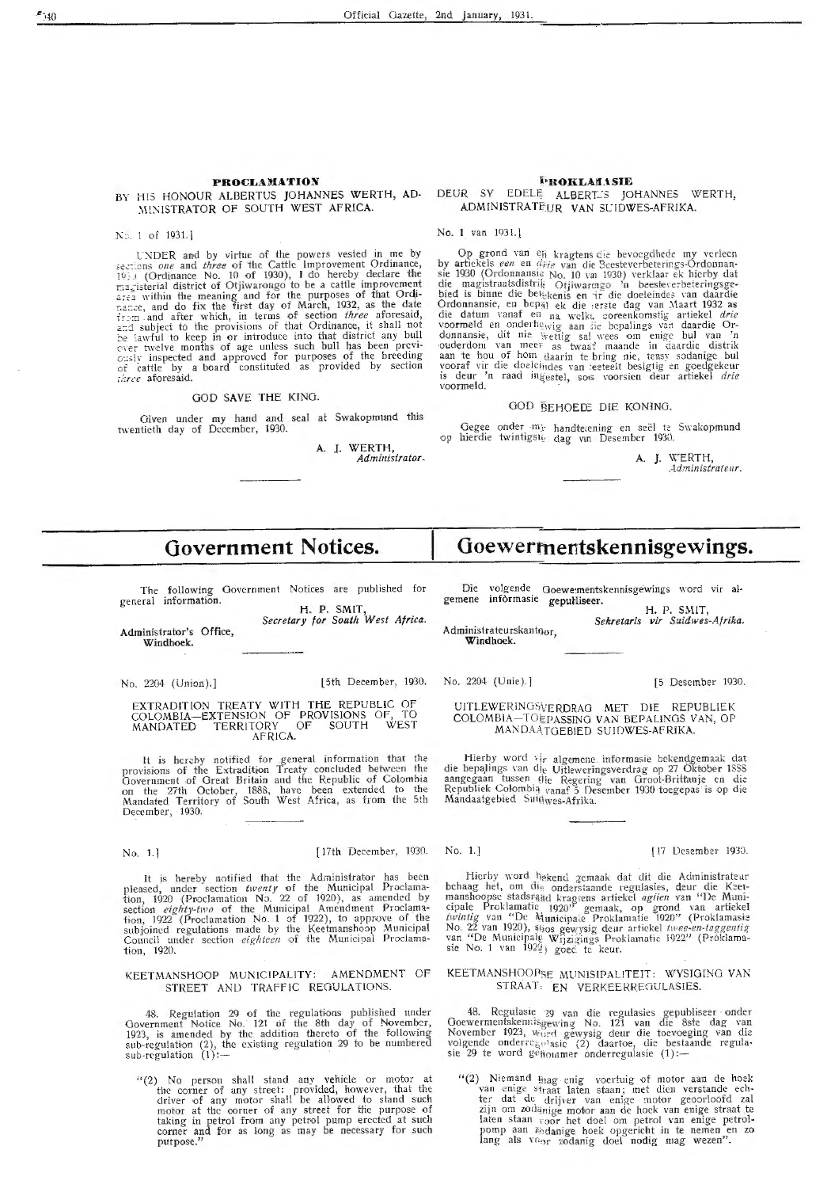## PROCLAMATION

BY HIS HONOUR ALBERTUS JOHANNES WERTH, ADMINISTRATOR OF SOUTH WEST AFRICA.

No. 1 of 1931.]

UNDER and by virtue of the powers vested in me by sections *one* and *three* of the Cattle Improvement Ordinance, 1930 (Ordinance No. 10 of 1930), I do hereby declare the magisterial district of Otjiwarongo to be a cattle improvement area within the meaning and for the purposes of that Ordinance, and do fix the first day of March, 1932, as the date from and after which, in terms of section *three* aforesaid, and subject to the provisions of that Ordinance, it shall not be lawful to keep in or introduce into that district any bull over twelve months of age unless such bull has been previously inspected and approved for purposes of the breeding of cattle by a board constituted as provided by section *three* aforesaid.

GOD SAVE THE KING.

Given under my hand and seal at Swakopmund this twentieth day of December, 1930.

A. J. WERTH,
*Administrator.*

## PROKLAMASIE

DEUR SY EDELE ALBERTUS JOHANNES WERTH, ADMINISTRATEUR VAN SUIDWES-AFRIKA.

No. 1 van 1931.]

Op grond van en kragtens die bevoegdhede my verleen by artikels *een* en *drie* van die Beesteverbeterings-Ordonnansie 1930 (Ordonnansie No. 10 van 1930) verklaar ek hierby dat die magistraatsdistrik Otjiwarongo 'n beesteverbeteringsgebied is binne die betekenis en vir die doeleindes van daardie Ordonnansie, en bepaal ek die eerste dag van Maart 1932 as die datum vanaf en na welke, ooreenkomstig artikel *drie* voormeld en onderhewig aan die bepalings van daardie Ordonnansie, dit nie wettig sal wees om enige bul van 'n ouderdom van meer as twaalf maande in daardie distrik aan te hou of hom daarin te bring nie, tensy sodanige bul vooraf vir die doeleindes van teeleelt besigtig en goedgekeur is deur 'n raad ingestel, soos voorsien deur artikel *drie* voormeld.

GOD BEHOEDE DIE KONING.

Gegee onder my handtekening en seël te Swakopmund op hierdie twintigste dag van Desember 1930.

A. J. WERTH,
*Administrateur.*

---

# Government Notices.

# Goewermentskennisgewings.

The following Government Notices are published for general information.

H. P. SMIT,
*Secretary for South West Africa.*

Administrator's Office,
Windhoek.

Die volgende Goewermentskennisgewings word vir algemene informasie gepubliseer.

H. P. SMIT,
*Sekretaris vir Suidwes-Afrika.*

Administrateurskantoor,
Windhoek.

No. 2204 (Union).] [5th December, 1930.

### EXTRADITION TREATY WITH THE REPUBLIC OF COLOMBIA—EXTENSION OF PROVISIONS OF, TO MANDATED TERRITORY OF SOUTH WEST AFRICA.

It is hereby notified for general information that the provisions of the Extradition Treaty concluded between the Government of Great Britain and the Republic of Colombia on the 27th October, 1888, have been extended to the Mandated Territory of South West Africa, as from the 5th December, 1930.

No. 2204 (Unie).] [5 Desember 1930.

### UITLEWERINGSVERDRAG MET DIE REPUBLIEK COLOMBIA—TOEPASSING VAN BEPALINGS VAN, OP MANDAATGEBIED SUIDWES-AFRIKA.

Hierby word vir algemene informasie bekendgemaak dat die bepalings van die Uitleweringsverdrag op 27 Oktober 1888 aangegaan tussen die Regering van Groot-Brittanje en die Republiek Colombia vanaf 5 Desember 1930 toegepas is op die Mandaatgebied Suidwes-Afrika.

No. 1.] [17th December, 1930.

It is hereby notified that the Administrator has been pleased, under section *twenty* of the Municipal Proclamation, 1920 (Proclamation No. 22 of 1920), as amended by section *eighty-two* of the Municipal Amendment Proclamation, 1922 (Proclamation No. 1 of 1922), to approve of the subjoined regulations made by the Keetmanshoop Municipal Council under section *eighteen* of the Municipal Proclamation, 1920.

### KEETMANSHOOP MUNICIPALITY: AMENDMENT OF STREET AND TRAFFIC REGULATIONS.

48. Regulation 29 of the regulations published under Government Notice No. 121 of the 8th day of November, 1923, is amended by the addition thereto of the following sub-regulation (2), the existing regulation 29 to be numbered sub-regulation (1):—

"(2) No person shall stand any vehicle or motor at the corner of any street: provided, however, that the driver of any motor shall be allowed to stand such motor at the corner of any street for the purpose of taking in petrol from any petrol pump erected at such corner and for as long as may be necessary for such purpose."

No. 1.] [17 Desember 1930.

Hierby word bekend gemaak dat dit die Administrateur behaag het, om die onderstaande regulasies, deur die Keetmanshoopse stadsraad kragtens artikel *agtien* van "De Municipale Proklamatie 1920" gemaak, op grond van artikel *twintig* van "De Municipale Proklamatie 1920" (Proklamasie No. 22 van 1920), soos gewysig deur artikel *twee-en-taggentig* van "De Municipale Wijzigings Proklamatie 1922" (Proklamasie No. 1 van 1922) goed te keur.

### KEETMANSHOOPSE MUNISIPALITEIT: WYSIGING VAN STRAAT- EN VERKEERREGULASIES.

48. Regulasie 29 van die regulasies gepubliseer onder Goewermentskennisgewing No. 121 van die 8ste dag van November 1923, word gewysig deur die toevoeging van die volgende onderregulasie (2) daartoe, die bestaande regulasie 29 te word genommer onderregulasie (1):—

"(2) Niemand mag enig voertuig of motor aan de hoek van enige straat laten staan; met dien verstande echter dat de drijver van enige motor geoorloofd zal zijn om zodanige motor aan de hoek van enige straat te laten staan voor het doel om petrol van enige petrolpomp aan zodanige hoek opgericht in te nemen en zo lang als voor zodanig doel nodig mag wezen".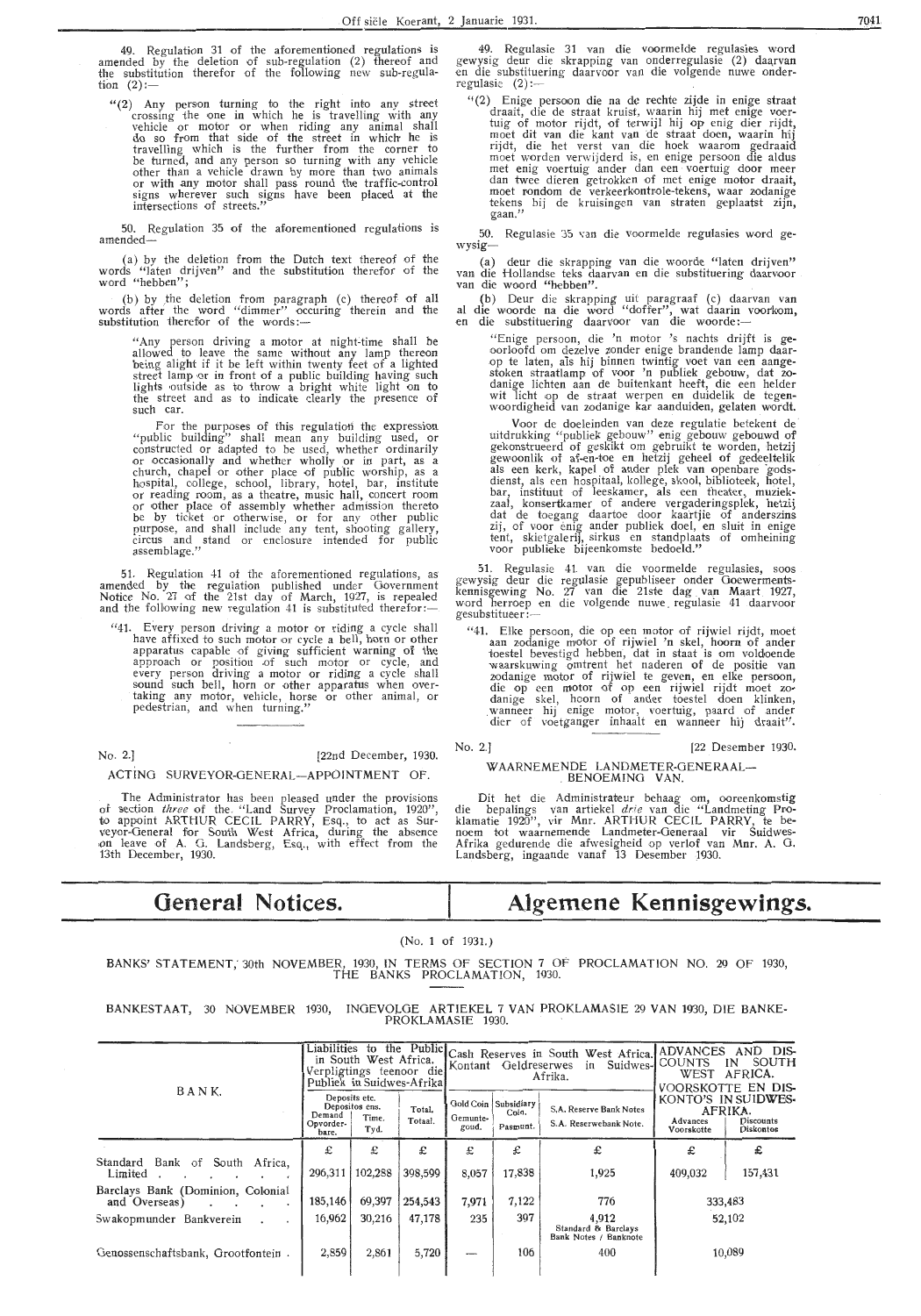49. Regulation 31 of the aforementioned regulations is amended by the deletion of sub-regulation (2) thereof and the substitution therefor of the following new sub-regulation (2):—

"(2) Any person turning to the right into any street crossing the one in which he is travelling with any vehicle or motor or when riding any animal shall do so from that side of the street in which he is travelling which is the further from the corner to be turned, and any person so turning with any vehicle other than a vehicle drawn by more than two animals or with any motor shall pass round the traffic-control signs wherever such signs have been placed at the intersections of streets."

50. Regulation 35 of the aforementioned regulations is amended—

(a) by the deletion from the Dutch text thereof of the words "laten drijven" and the substitution therefor of the word "hebben";

(b) by the deletion from paragraph (c) thereof of all words after the word "dimmer" occuring therein and the substitution therefor of the words:—

"Any person driving a motor at night-time shall be allowed to leave the same without any lamp thereon being alight if it be left within twenty feet of a lighted street lamp or in front of a public building having such lights outside as to throw a bright white light on to the street and as to indicate clearly the presence of such car.

For the purposes of this regulation the expression "public building" shall mean any building used, or constructed or adapted to be used, whether ordinarily or occasionally and whether wholly or in part, as a church, chapel or other place of public worship, as a hospital, college, school, library, hotel, bar, institute or reading room, as a theatre, music hall, concert room or other place of assembly whether admission thereto be by ticket or otherwise, or for any other public purpose, and shall include any tent, shooting gallery, circus and stand or enclosure intended for public assemblage."

51. Regulation 41 of the aforementioned regulations, as amended by the regulation published under Government Notice No. 27 of the 21st day of March, 1927, is repealed and the following new regulation 41 is substituted therefor:—

"41. Every person driving a motor or riding a cycle shall have affixed to such motor or cycle a bell, horn or other apparatus capable of giving sufficient warning of the approach or position of such motor or cycle, and every person driving a motor or riding a cycle shall sound such bell, horn or other apparatus when overtaking any motor, vehicle, horse or other animal, or pedestrian, and when turning."

49. Regulasie 31 van die voormelde regulasies word gewysig deur die skrapping van onderregulasie (2) daarvan en die substituering daarvoor van die volgende nuwe onderregulasie (2):—

"(2) Enige persoon die na de rechte zijde in enige straat draait, die de straat kruist, waarin hij met enige voertuig of motor rijdt, of terwijl hij op enig dier rijdt, moet dit van die kant van de straat doen, waarin hij rijdt, die het verst van die hoek waarom gedraaid moet worden verwijderd is, en enige persoon die aldus met enig voertuig ander dan een voertuig door meer dan twee dieren getrokken of met enige motor draait, moet rondom de verkeerkontrole-tekens, waar zodanige tekens bij de kruisingen van straten geplaatst zijn, gaan."

50. Regulasie 35 van die voormelde regulasies word gewysig—

(a) deur die skrapping van die woorde "laten drijven" van die Hollandse teks daarvan en die substituering daarvoor van die woord "hebben".

(b) Deur die skrapping uit paragraaf (c) daarvan van al die woorde na die woord "doffer", wat daarin voorkom, en die substituering daarvoor van die woorde:—

"Enige persoon, die 'n motor 's nachts drijft is geoorloofd om dezelve zonder enige brandende lamp daarop te laten, als hij binnen twintig voet van een aangestoken straatlamp of voor 'n publiek gebouw, dat zodanige lichten aan de buitenkant heeft, die een helder wit licht op de straat werpen en duidelik die tegenwoordigheid van zodanige kar aanduiden, gelaten wordt.

Voor de doeleinden van deze regulatie betekent de uitdrukking "publiek gebouw" enig gebouw gebouwd of gekonstrueerd of geskikt om gebruikt te worden, hetzij gewoonlik of af-en-toe en hetzij geheel of gedeeltelik als een kerk, kapel of ander plek van openbare godsdienst, als een hospitaal, kollege, skool, biblioteek, hotel, bar, instituut of leeskamer, als een theater, muziekzaal, konsertkamer of andere vergaderingsplek, hetzij dat de toegang daartoe door kaartjie of anderszins zij, of voor enig ander publiek doel, en sluit in enige tent, skietgalerij, sirkus en standplaats of omheining voor publieke bijeenkomste bedoeld."

51. Regulasie 41 van die voormelde regulasies, soos gewysig deur die regulasie gepubliseer onder Goewermentskennisgewing No. 27 van die 21ste dag van Maart 1927, word herroep en die volgende nuwe regulasie 41 daarvoor gesubstitueer:—

"41. Elke persoon, die op een motor of rijwiel rijdt, moet aan zodanige motor of rijwiel 'n skel, hoorn of ander toestel bevestigd hebben, dat in staat is om voldoende waarskuwing omtrent het naderen of de positie van zodanige motor of rijwiel te geven, en elke persoon, die op een motor of op een rijwiel rijdt moet zodanige skel, hoorn of ander toestel doen klinken, wanneer hij enige motor, voertuig, paard of ander dier of voetganger inhaalt en wanneer hij draait".

No. 2.] [22nd December, 1930.

ACTING SURVEYOR-GENERAL—APPOINTMENT OF.

The Administrator has been pleased under the provisions of section *three* of the "Land Survey Proclamation, 1920", to appoint ARTHUR CECIL PARRY, Esq., to act as Surveyor-General for South West Africa, during the absence on leave of A. G. Landsberg, Esq., with effect from the 13th December, 1930.

No. 2.] [22 Desember 1930.

WAARNEMENDE LANDMETER-GENERAAL—BENOEMING VAN.

Dit het die Administrateur behaag om, ooreenkomstig die bepalings van artiekel *drie* van die "Landmeting Proklamatie 1920", vir Mnr. ARTHUR CECIL PARRY, te benoem tot waarnemende Landmeter-Generaal vir Suidwes-Afrika gedurende die afwesigheid op verlof van Mnr. A. G. Landsberg, ingaande vanaf 13 Desember 1930.

# General Notices. / Algemene Kennisgewings.

(No. 1 of 1931.)

BANKS' STATEMENT, 30th NOVEMBER, 1930, IN TERMS OF SECTION 7 OF PROCLAMATION NO. 29 OF 1930, THE BANKS PROCLAMATION, 1930.

BANKESTAAT, 30 NOVEMBER 1930, INGEVOLGE ARTIEKEL 7 VAN PROKLAMASIE 29 VAN 1930, DIE BANKE-PROKLAMASIE 1930.

| BANK. | Liabilities to the Public in South West Africa. Verpligtings teenoor die Publiek in Suidwes-Afrika | | | Cash Reserves in South West Africa. Kontant Geldreserwes in Suidwes-Afrika. | | | ADVANCES AND DISCOUNTS IN SOUTH WEST AFRICA. VOORSKOTTE EN DISKONTO'S IN SUIDWES-AFRIKA. | |
|---|---|---|---|---|---|---|---|---|
| | Deposits etc. Depositos ens. Demand Opvorderbare. | Time. Tyd. | Total. Totaal. | Gold Coin Gemunte-goud. | Subsidiary Coin. Pasmunt. | S.A. Reserve Bank Notes S.A. Reserwebank Note. | Advances Voorskotte | Discounts Diskontos |
| | £ | £ | £ | £ | £ | £ | £ | £ |
| Standard Bank of South Africa, Limited | 296,311 | 102,288 | 398,599 | 8,057 | 17,838 | 1,925 | 409,032 | 157,431 |
| Barclays Bank (Dominion, Colonial and Overseas) | 185,146 | 69,397 | 254,543 | 7,971 | 7,122 | 776 | 333,483 | |
| Swakopmunder Bankverein | 16,962 | 30,216 | 47,178 | 235 | 397 | 4,912 Standard & Barclays Bank Notes / Banknote | 52,102 | |
| Genossenschaftsbank, Grootfontein | 2,859 | 2,861 | 5,720 | — | 106 | 400 | 10,089 | |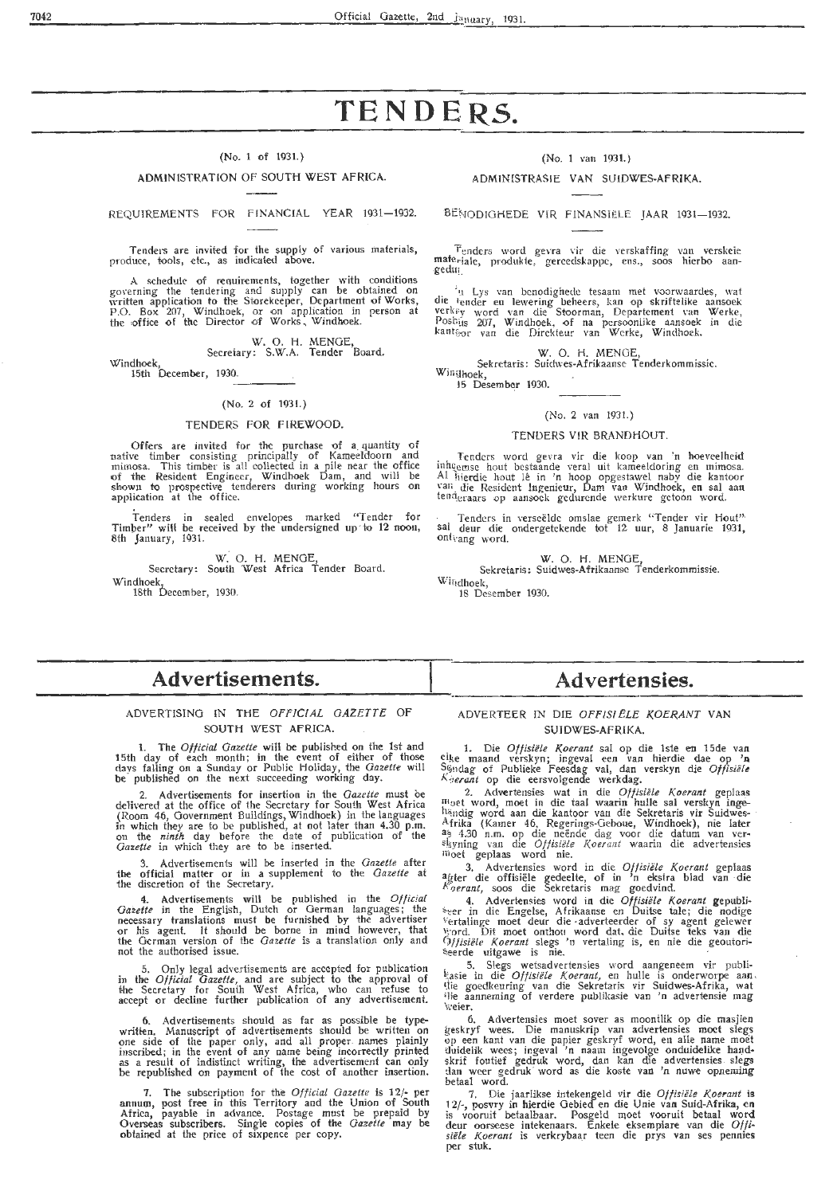# TENDERS.

(No. 1 of 1931.)

ADMINISTRATION OF SOUTH WEST AFRICA.

REQUIREMENTS FOR FINANCIAL YEAR 1931—1932.

Tenders are invited for the supply of various materials, produce, tools, etc., as indicated above.

A schedule of requirements, together with conditions governing the tendering and supply can be obtained on written application to the Storekeeper, Department of Works, P.O. Box 207, Windhoek, or on application in person at the office of the Director of Works, Windhoek.

W. O. H. MENGE,
Secretary: S.W.A. Tender Board.

Windhoek,
15th December, 1930.

(No. 2 of 1931.)

TENDERS FOR FIREWOOD.

Offers are invited for the purchase of a quantity of native timber consisting principally of Kameeldoorn and mimosa. This timber is all collected in a pile near the office of the Resident Engineer, Windhoek Dam, and will be shown to prospective tenderers during working hours on application at the office.

Tenders in sealed envelopes marked "Tender for Timber" will be received by the undersigned up to 12 noon, 8th January, 1931.

W. O. H. MENGE,
Secretary: South West Africa Tender Board.

Windhoek,
18th December, 1930.

(No. 1 van 1931.)

ADMINISTRASIE VAN SUIDWES-AFRIKA.

BENODIGHEDE VIR FINANSIËLE JAAR 1931—1932.

Tenders word gevra vir die verskaffing van verskeie materiale, produkte, gereedskappe, ens., soos hierbo aangedui.

'n Lys van benodighede tesaam met voorwaardes, wat die tender en lewering beheers, kan op skriftelike aansoek verkry word van die Stoorman, Departement van Werke, Posbus 207, Windhoek, of na persoonlike aansoek in die kantoor van die Direkteur van Werke, Windhoek.

W. O. H. MENGE,
Sekretaris: Suidwes-Afrikaanse Tenderkommissie.

Windhoek,
15 Desember 1930.

(No. 2 van 1931.)

TENDERS VIR BRANDHOUT.

Tenders word gevra vir die koop van 'n hoeveelheid inheemse hout bestaande veral uit kameeldoring en mimosa. Al hierdie hout lê in 'n hoop opgestawel naby die kantoor van die Resident Ingenieur, Dam van Windhoek, en sal aan tenderaars op aansoek gedurende werkure getoon word.

Tenders in verseëlde omslae gemerk "Tender vir Hout" sal deur die ondergetekende tot 12 uur, 8 Januarie 1931, ontvang word.

W. O. H. MENGE,
Sekretaris: Suidwes-Afrikaanse Tenderkommissie.

Windhoek,
18 Desember 1930.

# Advertisements.

ADVERTISING IN THE *OFFICIAL GAZETTE* OF SOUTH WEST AFRICA.

1. The *Official Gazette* will be published on the 1st and 15th day of each month; in the event of either of those days falling on a Sunday or Public Holiday, the *Gazette* will be published on the next succeeding working day.

2. Advertisements for insertion in the *Gazette* must be delivered at the office of the Secretary for South West Africa (Room 46, Government Buildings, Windhoek) in the languages in which they are to be published, at not later than 4.30 p.m. on the *ninth* day before the date of publication of the *Gazette* in which they are to be inserted.

3. Advertisements will be inserted in the *Gazette* after the official matter or in a supplement to the *Gazette* at the discretion of the Secretary.

4. Advertisements will be published in the *Official Gazette* in the English, Dutch or German languages; the necessary translations must be furnished by the advertiser or his agent. It should be borne in mind however, that the German version of the *Gazette* is a translation only and not the authorised issue.

5. Only legal advertisements are accepted for publication in the *Official Gazette*, and are subject to the approval of the Secretary for South West Africa, who can refuse to accept or decline further publication of any advertisement.

6. Advertisements should as far as possible be typewritten. Manuscript of advertisements should be written on one side of the paper only, and all proper names plainly inscribed; in the event of any name being incorrectly printed as a result of indistinct writing, the advertisement can only be republished on payment of the cost of another insertion.

7. The subscription for the *Official Gazette* is 12/- per annum, post free in this Territory and the Union of South Africa, payable in advance. Postage must be prepaid by Overseas subscribers. Single copies of the *Gazette* may be obtained at the price of sixpence per copy.

# Advertensies.

ADVERTEER IN DIE *OFFISIËLE KOERANT* VAN SUIDWES-AFRIKA.

1. Die *Offisiële Koerant* sal op die 1ste en 15de van elke maand verskyn; ingeval een van hierdie dae op 'n Sondag of Publieke Feesdag val, dan verskyn die *Offisiële Koerant* op die eersvolgende werkdag.

2. Advertensies wat in die *Offisiële Koerant* geplaas moet word, moet in die taal waarin hulle sal verskyn ingehandig word aan die kantoor van die Sekretaris vir Suidwes-Afrika (Kamer 46, Regerings-Geboue, Windhoek), nie later as 4.30 n.m. op die neënde dag voor die datum van verskyning van die *Offisiële Koerant* waarin die advertensies moet geplaas word nie.

3. Advertensies word in die *Offisiële Koerant* geplaas agter die offisiële gedeelte, of in 'n ekstra blad van die *Koerant*, soos die Sekretaris mag goedvind.

4. Advertensies word in die *Offisiële Koerant* gepubliseer in die Engelse, Afrikaanse en Duitse tale; die nodige vertalinge moet deur die advertenteerder of sy agent gelewer word. Dit moet onthou word dat die Duitse teks van die *Offisiële Koerant* slegs 'n vertaling is, en nie die geoutoriseerde uitgawe is nie.

5. Slegs wetsadvertensies word aangeneem vir publikasie in die *Offisiële Koerant*, en hulle is onderworpe aan die goedkeuring van die Sekretaris vir Suidwes-Afrika, wat die aanneming of verdere publikasie van 'n advertensie mag weier.

6. Advertensies moet sover as moontlik op die masjien geskryf wees. Die manuskrip van advertensies moet slegs op een kant van die papier geskryf word, en alle name moet duidelik wees; ingeval 'n naam ingevolge onduidelike handskrif foutief gedruk word, dan kan die advertensies slegs dan weer gedruk word as die koste van 'n nuwe opneming betaal word.

7. Die jaarlikse intekengeld vir die *Offisiële Koerant* is 12/-, posvry in hierdie Gebied en die Unie van Suid-Afrika, en is vooruit betaalbaar. Posgeld moet vooruit betaal word deur oorseese intekenaars. Enkele eksemplare van die *Offisiële Koerant* is verkrybaar teen die prys van ses pennies per stuk.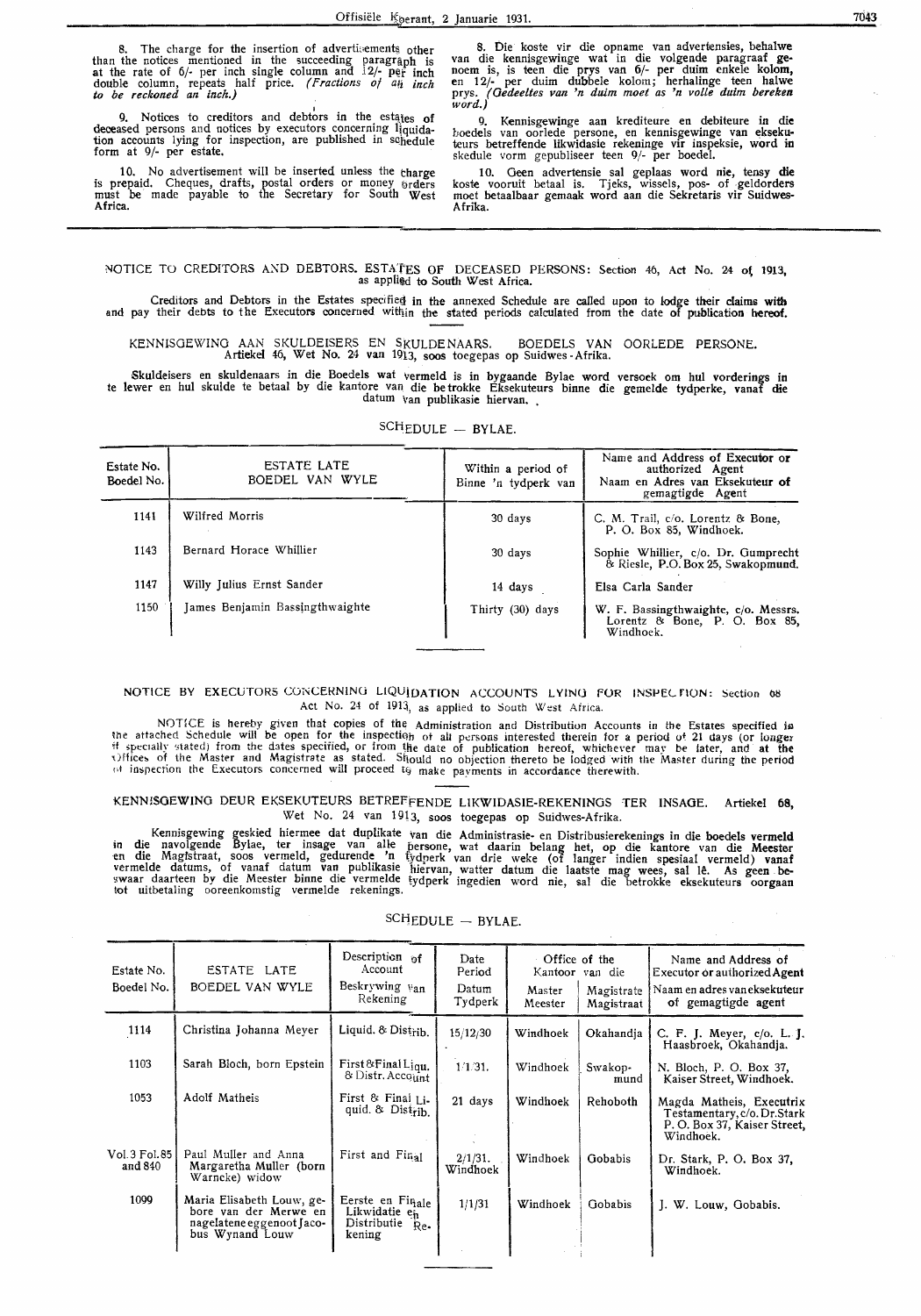8. The charge for the insertion of advertisements other than the notices mentioned in the succeeding paragraph is at the rate of 6/- per inch single column and 12/- per inch double column, repeats half price. *(Fractions of an inch to be reckoned an inch.)*

9. Notices to creditors and debtors in the estates of deceased persons and notices by executors concerning liquidation accounts lying for inspection, are published in schedule form at 9/- per estate.

10. No advertisement will be inserted unless the charge is prepaid. Cheques, drafts, postal orders or money orders must be made payable to the Secretary for South West Africa.

8. Die koste vir die opname van advertensies, behalwe van die kennisgewinge wat in die volgende paragraaf genoem is, is teen die prys van 6/- per duim enkele kolom, en 12/- per duim dubbele kolom; herhalinge teen halwe prys. *(Gedeeltes van 'n duim moet as 'n volle duim bereken word.)*

9. Kennisgewinge aan krediteure en debiteure in die boedels van oorlede persone, en kennisgewinge van eksekuteurs betreffende likwidasie rekeninge vir inspeksie, word in skedule vorm gepubliseer teen 9/- per boedel.

10. Geen advertensie sal geplaas word nie, tensy die koste vooruit betaal is. Tjeks, wissels, pos- of geldorders moet betaalbaar gemaak word aan die Sekretaris vir Suidwes-Afrika.

---

NOTICE TO CREDITORS AND DEBTORS. ESTATES OF DECEASED PERSONS: Section 46, Act No. 24 of 1913, as applied to South West Africa.

Creditors and Debtors in the Estates specified in the annexed Schedule are called upon to lodge their claims with and pay their debts to the Executors concerned within the stated periods calculated from the date of publication hereof.

KENNISGEWING AAN SKULDEISERS EN SKULDENAARS. BOEDELS VAN OORLEDE PERSONE. Artiekel 46, Wet No. 24 van 1913, soos toegepas op Suidwes-Afrika.

Skuldeisers en skuldenaars in die Boedels wat vermeld is in bygaande Bylae word versoek om hul vorderings in te lewer en hul skulde te betaal by die kantore van die betrokke Eksekuteurs binne die gemelde tydperke, vanaf die datum van publikasie hiervan.

SCHEDULE — BYLAE.

| Estate No. Boedel No. | ESTATE LATE BOEDEL VAN WYLE | Within a period of Binne 'n tydperk van | Name and Address of Executor or authorized Agent Naam en Adres van Eksekuteur of gemagtigde Agent |
|---|---|---|---|
| 1141 | Wilfred Morris | 30 days | C. M. Trail, c/o. Lorentz & Bone, P. O. Box 85, Windhoek. |
| 1143 | Bernard Horace Whillier | 30 days | Sophie Whillier, c/o. Dr. Gumprecht & Riesle, P.O. Box 25, Swakopmund. |
| 1147 | Willy Julius Ernst Sander | 14 days | Elsa Carla Sander |
| 1150 | James Benjamin Bassingthwaighte | Thirty (30) days | W. F. Bassingthwaighte, c/o. Messrs. Lorentz & Bone, P. O. Box 85, Windhoek. |

---

NOTICE BY EXECUTORS CONCERNING LIQUIDATION ACCOUNTS LYING FOR INSPECTION: Section 68 Act No. 24 of 1913, as applied to South West Africa.

NOTICE is hereby given that copies of the Administration and Distribution Accounts in the Estates specified in the attached Schedule will be open for the inspection of all persons interested therein for a period of 21 days (or longer if specially stated) from the dates specified, or from the date of publication hereof, whichever may be later, and at the Offices of the Master and Magistrate as stated. Should no objection thereto be lodged with the Master during the period of inspection the Executors concerned will proceed to make payments in accordance therewith.

KENNISGEWING DEUR EKSEKUTEURS BETREFFENDE LIKWIDASIE-REKENINGS TER INSAGE. Artiekel 68, Wet No. 24 van 1913, soos toegepas op Suidwes-Afrika.

Kennisgewing geskied hiermee dat duplikate van die Administrasie- en Distribusierekenings in die boedels vermeld in die navolgende Bylae, ter insage van alle persone, wat daarin belang het, op die kantore van die Meester en die Magistraat, soos vermeld, gedurende 'n tydperk van drie weke (of langer indien spesiaal vermeld) vanaf vermelde datums, of vanaf datum van publikasie hiervan, watter datum die laatste mag wees, sal lê. As geen beswaar daarteen by die Meester binne die vermelde tydperk ingedien word nie, sal die betrokke eksekuteurs oorgaan tot uitbetaling ooreenkomstig vermelde rekenings.

SCHEDULE — BYLAE.

| Estate No. Boedel No. | ESTATE LATE BOEDEL VAN WYLE | Description of Account Beskrywing van Rekening | Date Period Datum Tydperk | Office of the Kantoor van die: Master Meester | Magistrate Magistraat | Name and Address of Executor or authorized Agent Naam en adres van eksekuteur of gemagtigde agent |
|---|---|---|---|---|---|---|
| 1114 | Christina Johanna Meyer | Liquid. & Distrib. | 15/12/30 | Windhoek | Okahandja | C. F. J. Meyer, c/o. L. J. Haasbroek, Okahandja. |
| 1103 | Sarah Bloch, born Epstein | First & Final Liqu. & Distr. Account | 1/1/31. | Windhoek | Swakopmund | N. Bloch, P. O. Box 37, Kaiser Street, Windhoek. |
| 1053 | Adolf Matheis | First & Final Liquid. & Distrib. | 21 days | Windhoek | Rehoboth | Magda Matheis, Executrix Testamentary, c/o. Dr. Stark P. O. Box 37, Kaiser Street, Windhoek. |
| Vol. 3 Fol. 85 and 840 | Paul Muller and Anna Margaretha Muller (born Warncke) widow | First and Final | 2/1/31. Windhoek | Windhoek | Gobabis | Dr. Stark, P. O. Box 37, Windhoek. |
| 1099 | Maria Elisabeth Louw, gebore van der Merwe en nagelatene eggenoot Jacobus Wynand Louw | Eerste en Finale Likwidatie en Distributie Rekening | 1/1/31 | Windhoek | Gobabis | J. W. Louw, Gobabis. |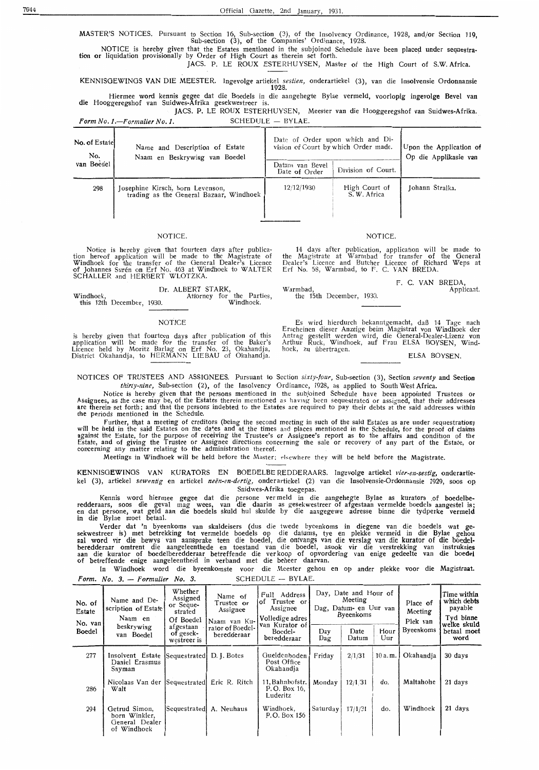MASTER'S NOTICES. Pursuant to Section 16, Sub-section (3), of the Insolvency Ordinance, 1928, and/or Section 119, Sub-section (3), of the Companies' Ordinance, 1928.

NOTICE is hereby given that the Estates mentioned in the subjoined Schedule have been placed under sequestration or liquidation provisionally by Order of High Court as therein set forth.

JACS. P. LE ROUX ESTERHUYSEN, Master of the High Court of S.W. Africa.

KENNISGEWINGS VAN DIE MEESTER. Ingevolge artiekel *sestien,* onderartiekel (3), van die Insolvensie Ordonnansie 1928.

Hiermee word kennis gegee dat die Boedels in die aangehegte Bylae vermeld, voorlopig ingevolge Bevel van die Hooggeregshof van Suidwes-Afrika gesekwestreer is.

JACS. P. LE ROUX ESTERHUYSEN, Meester van die Hooggeregshof van Suidwes-Afrika.

*Form No. 1.—Formulier No. 1.* SCHEDULE — BYLAE.

| No. of Estate No. van Boedel | Name and Description of Estate Naam en Beskrywing van Boedel | Date of Order upon which and Division of Court by which Order made. | | Upon the Application of Op die Applikasie van |
|---|---|---|---|---|
| | | Datum van Bevel Date of Order | Division of Court. | |
| 298 | Josephine Kirsch, born Levenson, trading as the General Bazaar, Windhoek | 12/12/1930 | High Court of S. W. Africa | Johann Stralka. |

NOTICE.

Notice is hereby given that fourteen days after publication hereof application will be made to the Magistrate of Windhoek for the transfer of the General Dealer's Licence of Johannes Surén on Erf No. 463 at Windhoek to WALTER SCHALLER and HERBERT WLOTZKA.

Dr. ALBERT STARK,
Attorney for the Parties,
Windhoek.

Windhoek,
this 12th December, 1930.

NOTICE

is hereby given that fourteen days after publication of this application will be made for the transfer of the Baker's Licence held by Moritz Barlag on Erf No. 23, Okahandja, District Okahandja, to HERMANN LIEBAU of Okahandja.

NOTICE.

14 days after publication, application will be made to the Magistrate at Warmbad for transfer of the General Dealer's Licence and Butcher Licence of Richard Weps at Erf No. 58, Warmbad, to F. C. VAN BREDA.

F. C. VAN BREDA,
Applicant.

Warmbad,
the 15th December, 1930.

Es wird hierdurch bekanntgemacht, daß 14 Tage nach Erscheinen dieser Anzeige beim Magistrat von Windhoek der Antrag gestellt werden wird, die General-Dealer-Lizenz von Arthur Ruck, Windhoek, auf Frau ELSA BOYSEN, Windhoek, zu übertragen.

ELSA BOYSEN.

NOTICES OF TRUSTEES AND ASSIGNEES. Pursuant to Section *sixty-four,* Sub-section (3), Section *seventy* and Section *thirty-nine,* Sub-section (2), of the Insolvency Ordinance, 1928, as applied to South West Africa.

Notice is hereby given that the persons mentioned in the subjoined Schedule have been appointed Trustees or Assignees, as the case may be, of the Estates therein mentioned as having been sequestrated or assigned, that their addresses are therein set forth; and that the persons indebted to the Estates are required to pay their debts at the said addresses within the periods mentioned in the Schedule.

Further, that a meeting of creditors (being the second meeting in such of the said Estates as are under sequestration) will be held in the said Estates on the dates and at the times and places mentioned in the Schedule, for the proof of claims against the Estate, for the purpose of receiving the Trustee's or Assignee's report as to the affairs and condition of the Estate, and of giving the Trustee or Assignee directions concerning the sale or recovery of any part of the Estate, or concerning any matter relating to the administration thereof.

Meetings in Windhoek will be held before the Master; elsewhere they will be held before the Magistrate.

KENNISGEWINGS VAN KURATORS EN BOEDELBEREDDERAARS. Ingevolge artiekel *vier-en-sestig,* onderartiekel (3), artiekel *sewentig* en artiekel *neën-en-dertig,* onderartiekel (2) van die Insolvensie-Ordonnansie 1929, soos op Suidwes-Afrika toegepas.

Kennis word hiermee gegee dat die persone vermeld in die aangehegte Bylae as kurators of boedelberedderaars, soos die geval mag wees, van die daarin as gesekwestreer of afgestaan vermelde boedels aangestel is; en dat persone, wat geld aan die boedels skuld hul skulde by die aangegewe adresse binne die tydperke vermeld in die Bylae moet betaal.

Verder dat 'n byeenkoms van skuldeisers (dus die twede byeenkoms in diegene van die boedels wat gesekwestreer is) met betrekking tot vermelde boedels op die datums, tye en plekke vermeld in die Bylae gehou sal word vir die bewys van aansprake teen die boedel, die ontvangs van die verslag van die kurator of die boedelberedderaar omtrent die aangeleenthede en toestand van die boedel, asook vir die verstrekking van instruksies aan die kurator of boedelberedderaar betreffende die verkoop of opvordering van enige gedeelte van die boedel of betreffende enige aangeleentheid in verband met die beheer daarvan.

In Windhoek word die byeenkomste voor die Meester gehou en op ander plekke voor die Magistraat.

*Form. No. 3. — Formulier No. 3.* SCHEDULE — BYLAE.

| No. of Estate No. van Boedel | Name and Description of Estate Naam en beskrywing van Boedel | Whether Assigned or Sequestrated Of Boedel afgestaan of gesekwestreer is | Name of Trustee or Assignee Naam van Kurator of Boedelberedderaar | Full Address of Trustee or Assignee Volledige adres van Kurator of Boedelberedderaar | Day, Date and Hour of Meeting Dag, Datum- en Uur van Byeenkoms | | | Place of Meeting Plek van Byeenkoms | Time within which debts payable Tyd binne welke skuld betaal moet word |
|---|---|---|---|---|---|---|---|---|---|
| | | | | | Day Dag | Date Datum | Hour Uur | | |
| 277 | Insolvent Estate Daniel Erasmus Snyman | Sequestrated | D. J. Botes | Gueldenboden Post Office Okahandja | Friday | 2/1/31 | 10 a.m. | Okahandja | 30 days |
| 286 | Nicolaas Van der Walt | Sequestrated | Eric R. Ritch | 11, Bahnhofstr. P. O. Box 16, Luderitz | Monday | 12/1/31 | do. | Maltahohe | 21 days |
| 294 | Getrud Simon, born Winkler, General Dealer of Windhoek | Sequestrated | A. Neuhaus | Windhoek, P. O. Box 156 | Saturday | 17/1/31 | do. | Windhoek | 21 days |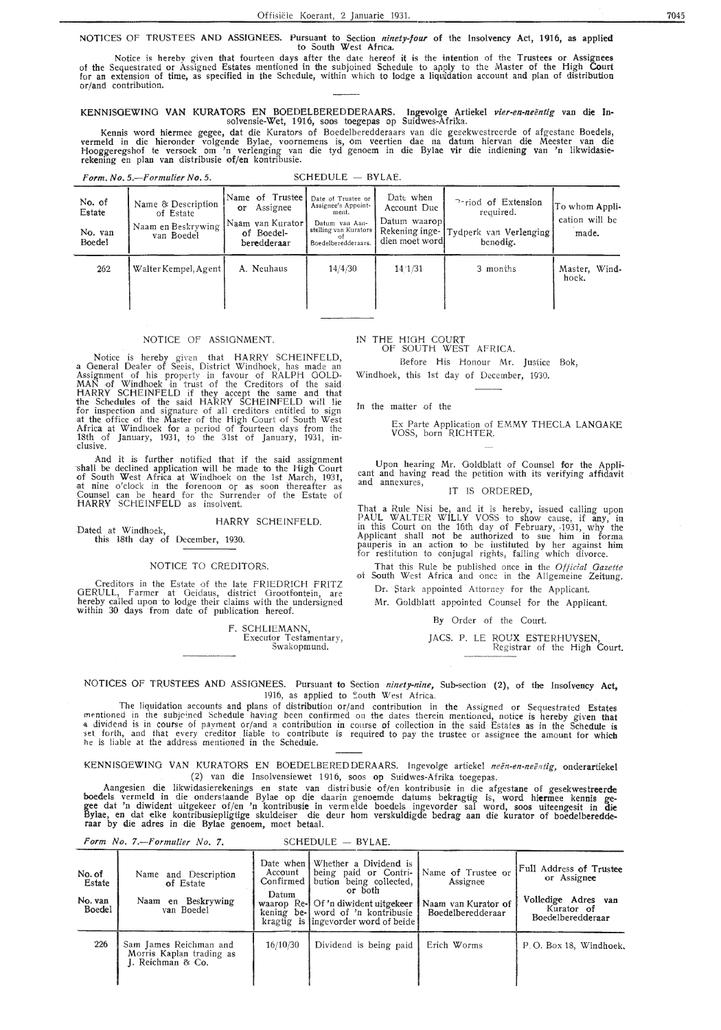NOTICES OF TRUSTEES AND ASSIGNEES. Pursuant to Section *ninety-four* of the Insolvency Act, 1916, as applied to South West Africa.

Notice is hereby given that fourteen days after the date hereof it is the intention of the Trustees or Assignees of the Sequestrated or Assigned Estates mentioned in the subjoined Schedule to apply to the Master of the High Court for an extension of time, as specified in the Schedule, within which to lodge a liquidation account and plan of distribution or/and contribution.

KENNISGEWING VAN KURATORS EN BOEDELBEREDDERAARS. Ingevolge Artiekel *vier-en-neëntig* van die Insolvensie-Wet, 1916, soos toegepas op Suidwes-Afrika.

Kennis word hiermee gegee, dat die Kurators of Boedelberedderaars van die gesekwestreerde of afgestane Boedels, vermeld in die hieronder volgende Bylae, voornemens is, om veertien dae na datum hiervan die Meester van die Hooggeregshof te versoek om 'n verlenging van die tyd genoem in die Bylae vir die indiening van 'n likwidasierekening en plan van distribusie of/en kontribusie.

*Form. No. 5.—Formulier No. 5.* SCHEDULE — BYLAE.

| No. of Estate / No. van Boedel | Name & Description of Estate / Naam en Beskrywing van Boedel | Name of Trustee or Assignee / Naam van Kurator of Boedelberedderaar | Date of Trustee or Assignee's Appointment. / Datum van Aanstelling van Kurators of Boedelberedderaars. | Date when Account Due / Datum waarop Rekening ingedien moet word | Period of Extension required. / Tydperk van Verlenging benodig. | To whom Application will be made. |
|---|---|---|---|---|---|---|
| 262 | Walter Kempel, Agent | A. Neuhaus | 14/4/30 | 14/1/31 | 3 months | Master, Windhoek. |

NOTICE OF ASSIGNMENT.

Notice is hereby given that HARRY SCHEINFELD, a General Dealer of Seeis, District Windhoek, has made an Assignment of his property in favour of RALPH GOLDMAN of Windhoek in trust of the Creditors of the said HARRY SCHEINFELD if they accept the same and that the Schedules of the said HARRY SCHEINFELD will lie for inspection and signature of all creditors entitled to sign at the office of the Master of the High Court of South West Africa at Windhoek for a period of fourteen days from the 18th of January, 1931, to the 31st of January, 1931, inclusive.

And it is further notified that if the said assignment shall be declined application will be made to the High Court of South West Africa at Windhoek on the 1st March, 1931, at nine o'clock in the forenoon or as soon thereafter as Counsel can be heard for the Surrender of the Estate of HARRY SCHEINFELD as insolvent.

HARRY SCHEINFELD.

Dated at Windhoek,
this 18th day of December, 1930.

NOTICE TO CREDITORS.

Creditors in the Estate of the late FRIEDRICH FRITZ GERULL, Farmer at Geidaus, district Grootfontein, are hereby called upon to lodge their claims with the undersigned within 30 days from date of publication hereof.

F. SCHLIEMANN,
Executor Testamentary,
Swakopmund.

IN THE HIGH COURT
OF SOUTH WEST AFRICA.

Before His Honour Mr. Justice Bok,

Windhoek, this 1st day of December, 1930.

In the matter of the

Ex Parte Application of EMMY THECLA LANGAKE VOSS, born RICHTER.

Upon hearing Mr. Goldblatt of Counsel for the Applicant and having read the petition with its verifying affidavit and annexures,

IT IS ORDERED,

That a Rule Nisi be, and it is hereby, issued calling upon PAUL WALTER WILLY VOSS to show cause, if any, in in this Court on the 16th day of February, 1931, why the Applicant shall not be authorized to sue him in forma pauperis in an action to be instituted by her against him for restitution to conjugal rights, failing which divorce.

That this Rule be published once in the *Official Gazette* of South West Africa and once in the Allgemeine Zeitung.

Dr. Stark appointed Attorney for the Applicant.

Mr. Goldblatt appointed Counsel for the Applicant.

By Order of the Court.

JACS. P. LE ROUX ESTERHUYSEN,
Registrar of the High Court.

NOTICES OF TRUSTEES AND ASSIGNEES. Pursuant to Section *ninety-nine*, Sub-section (2), of the Insolvency Act, 1916, as applied to South West Africa.

The liquidation accounts and plans of distribution or/and contribution in the Assigned or Sequestrated Estates mentioned in the subjoined Schedule having been confirmed on the dates therein mentioned, notice is hereby given that a dividend is in course of payment or/and a contribution in course of collection in the said Estates as in the Schedule is set forth, and that every creditor liable to contribute is required to pay the trustee or assignee the amount for which he is liable at the address mentioned in the Schedule.

KENNISGEWING VAN KURATORS EN BOEDELBEREDDERAARS. Ingevolge artiekel *neën-en-neëntig*, onderartiekel (2) van die Insolvensiewet 1916, soos op Suidwes-Afrika toegepas.

Aangesien die likwidasierekenings en state van distribusie of/en kontribusie in die afgestane of gesekwestreerde boedels vermeld in die onderstaande Bylae op die daarin genoemde datums bekragtig is, word hiermee kennis gegee dat 'n diwident uitgekeer of/en 'n kontribusie in vermelde boedels ingevorder sal word, soos uiteengesit in die Bylae, en dat elke kontribusiepligtige skuldeiser die deur hom verskuldigde bedrag aan die kurator of boedelberedderaar by die adres in die Bylae genoem, moet betaal.

*Form No. 7.—Formulier No. 7.* SCHEDULE — BYLAE.

| No. of Estate / No. van Boedel | Name and Description of Estate / Naam en Beskrywing van Boedel | Date when Account Confirmed / Datum waarop Rekening bekragtig is | Whether a Dividend is being paid or Contribution being collected, or both / Of 'n diwident uitgekeer word of 'n kontribusie ingevorder word of beide | Name of Trustee or Assignee / Naam van Kurator of Boedelberedderaar | Full Address of Trustee or Assignee / Volledige Adres van Kurator of Boedelberedderaar |
|---|---|---|---|---|---|
| 226 | Sam James Reichman and Morris Kaplan trading as J. Reichman & Co. | 16/10/30 | Dividend is being paid | Erich Worms | P. O. Box 18, Windhoek. |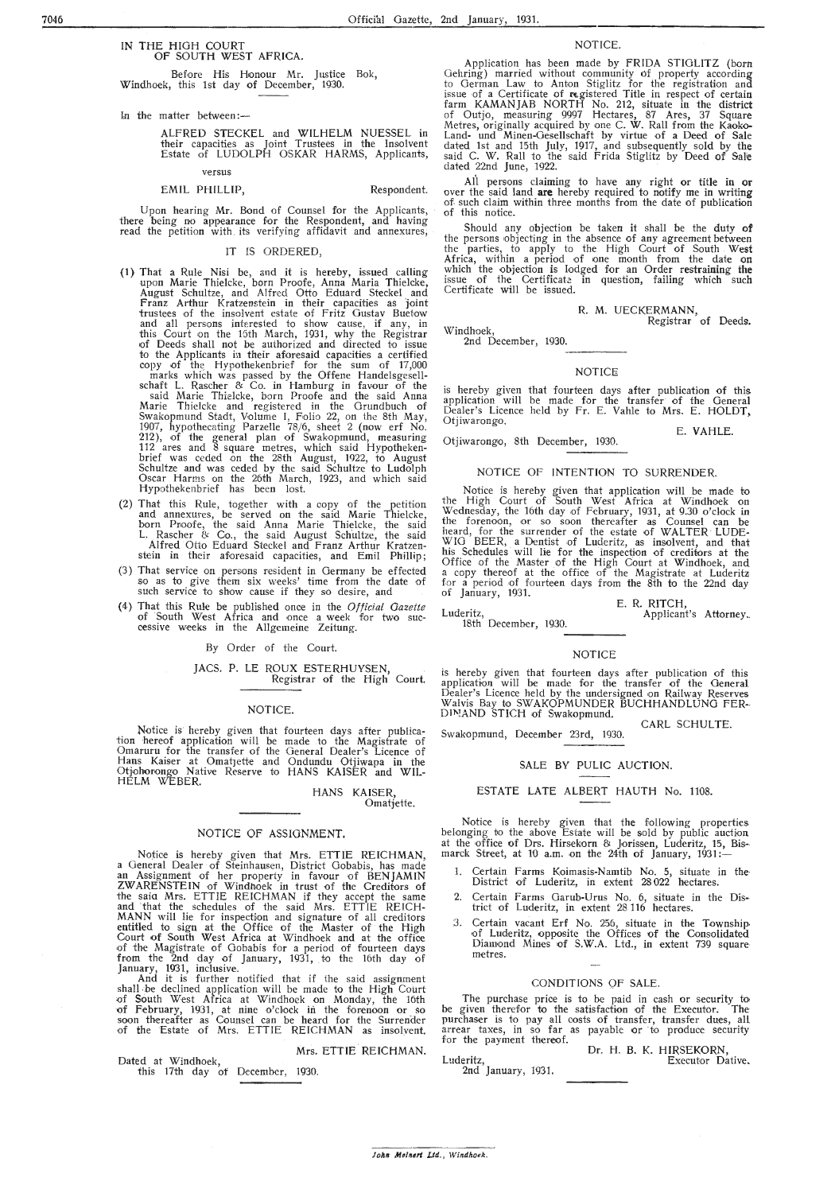IN THE HIGH COURT
OF SOUTH WEST AFRICA.

Before His Honour Mr. Justice Bok,
Windhoek, this 1st day of December, 1930.

In the matter between:—

ALFRED STECKEL and WILHELM NUESSEL in their capacities as Joint Trustees in the Insolvent Estate of LUDOLPH OSKAR HARMS, Applicants,

versus

EMIL PHILLIP, Respondent.

Upon hearing Mr. Bond of Counsel for the Applicants, there being no appearance for the Respondent, and having read the petition with its verifying affidavit and annexures,

IT IS ORDERED,

(1) That a Rule Nisi be, and it is hereby, issued calling upon Marie Thielcke, born Proofe, Anna Maria Thielcke, August Schultze, and Alfred Otto Eduard Steckel and Franz Arthur Kratzenstein in their capacities as joint trustees of the insolvent estate of Fritz Gustav Buetow and all persons interested to show cause, if any, in this Court on the 16th March, 1931, why the Registrar of Deeds shall not be authorized and directed to issue to the Applicants in their aforesaid capacities a certified copy of the Hypothekenbrief for the sum of 17,000 marks which was passed by the Offene Handelsgesellschaft L. Rascher & Co. in Hamburg in favour of the said Marie Thielcke, born Proofe and the said Anna Marie Thielcke and registered in the Grundbuch of Swakopmund Stadt, Volume I, Folio 22, on the 8th May, 1907, hypothecating Parzelle 78/6, sheet 2 (now erf No. 212), of the general plan of Swakopmund, measuring 112 ares and 8 square metres, which said Hypothekenbrief was ceded on the 28th August, 1922, to August Schultze and was ceded by the said Schultze to Ludolph Oscar Harms on the 26th March, 1923, and which said Hypothekenbrief has been lost.

(2) That this Rule, together with a copy of the petition and annexures, be served on the said Marie Thielcke, born Proofe, the said Anna Marie Thielcke, the said L. Rascher & Co., the said August Schultze, the said Alfred Otto Eduard Steckel and Franz Arthur Kratzenstein in their aforesaid capacities, and Emil Phillip;

(3) That service on persons resident in Germany be effected so as to give them six weeks' time from the date of such service to show cause if they so desire, and

(4) That this Rule be published once in the *Official Gazette* of South West Africa and once a week for two successive weeks in the Allgemeine Zeitung.

By Order of the Court.

JACS. P. LE ROUX ESTERHUYSEN,
Registrar of the High Court.

---

NOTICE.

Notice is hereby given that fourteen days after publication hereof application will be made to the Magistrate of Omaruru for the transfer of the General Dealer's Licence of Hans Kaiser at Omatjette and Ondundu Otjiwapa in the Otjohorongo Native Reserve to HANS KAISER and WILHELM WEBER.

HANS KAISER,
Omatjette.

---

NOTICE OF ASSIGNMENT.

Notice is hereby given that Mrs. ETTIE REICHMAN, a General Dealer of Steinhausen, District Gobabis, has made an Assignment of her property in favour of BENJAMIN ZWARENSTEIN of Windhoek in trust of the Creditors of the said Mrs. ETTIE REICHMAN if they accept the same and that the schedules of the said Mrs. ETTIE REICHMANN will lie for inspection and signature of all creditors entitled to sign at the Office of the Master of the High Court of South West Africa at Windhoek and at the office of the Magistrate of Gobabis for a period of fourteen days from the 2nd day of January, 1931, to the 16th day of January, 1931, inclusive.

And it is further notified that if the said assignment shall be declined application will be made to the High Court of South West Africa at Windhoek on Monday, the 16th of February, 1931, at nine o'clock in the forenoon or so soon thereafter as Counsel can be heard for the Surrender of the Estate of Mrs. ETTIE REICHMAN as insolvent.

Mrs. ETTIE REICHMAN.

Dated at Windhoek,
this 17th day of December, 1930.

---

NOTICE.

Application has been made by FRIDA STIGLITZ (born Gehring) married without community of property according to German Law to Anton Stiglitz for the registration and issue of a Certificate of registered Title in respect of certain farm KAMANJAB NORTH No. 212, situate in the district of Outjo, measuring 9997 Hectares, 87 Ares, 37 Square Metres, originally acquired by one C. W. Rall from the Kaoko-Land- und Minen-Gesellschaft by virtue of a Deed of Sale dated 1st and 15th July, 1917, and subsequently sold by the said C. W. Rall to the said Frida Stiglitz by Deed of Sale dated 22nd June, 1922.

All persons claiming to have any right or title in or over the said land are hereby required to notify me in writing of such claim within three months from the date of publication of this notice.

Should any objection be taken it shall be the duty of the persons objecting in the absence of any agreement between the parties, to apply to the High Court of South West Africa, within a period of one month from the date on which the objection is lodged for an Order restraining the issue of the Certificate in question, failing which such Certificate will be issued.

R. M. UECKERMANN,
Registrar of Deeds.

Windhoek,
2nd December, 1930.

---

NOTICE

is hereby given that fourteen days after publication of this application will be made for the transfer of the General Dealer's Licence held by Fr. E. Vahle to Mrs. E. HOLDT, Otjiwarongo.

E. VAHLE.

Otjiwarongo, 8th December, 1930.

---

NOTICE OF INTENTION TO SURRENDER.

Notice is hereby given that application will be made to the High Court of South West Africa at Windhoek on Wednesday, the 16th day of February, 1931, at 9.30 o'clock in the forenoon, or so soon thereafter as Counsel can be heard, for the surrender of the estate of WALTER LUDEWIG BEER, a Dentist of Luderitz, as insolvent, and that his Schedules will lie for the inspection of creditors at the Office of the Master of the High Court at Windhoek, and a copy thereof at the office of the Magistrate at Luderitz for a period of fourteen days from the 8th to the 22nd day of January, 1931.

E. R. RITCH,
Applicant's Attorney.

Luderitz,
18th December, 1930.

---

NOTICE

is hereby given that fourteen days after publication of this application will be made for the transfer of the General Dealer's Licence held by the undersigned on Railway Reserves Walvis Bay to SWAKOPMUNDER BUCHHANDLUNG FERDINAND STICH of Swakopmund.

CARL SCHULTE.

Swakopmund, December 23rd, 1930.

---

SALE BY PULIC AUCTION.

ESTATE LATE ALBERT HAUTH No. 1108.

Notice is hereby given that the following properties belonging to the above Estate will be sold by public auction at the office of Drs. Hirsekorn & Jorissen, Luderitz, 15, Bismarck Street, at 10 a.m. on the 24th of January, 1931:—

1. Certain Farms Koimasis-Namtib No. 5, situate in the District of Luderitz, in extent 28 022 hectares.
2. Certain Farms Garub-Urus No. 6, situate in the District of Luderitz, in extent 28 116 hectares.
3. Certain vacant Erf No. 256, situate in the Township of Luderitz, opposite the Offices of the Consolidated Diamond Mines of S.W.A. Ltd., in extent 739 square metres.

CONDITIONS OF SALE.

The purchase price is to be paid in cash or security to be given therefor to the satisfaction of the Executor. The purchaser is to pay all costs of transfer, transfer dues, all arrear taxes, in so far as payable or to produce security for the payment thereof.

Dr. H. B. K. HIRSEKORN,
Executor Dative.

Luderitz,
2nd January, 1931.

---

John Meinert Ltd., Windhoek.